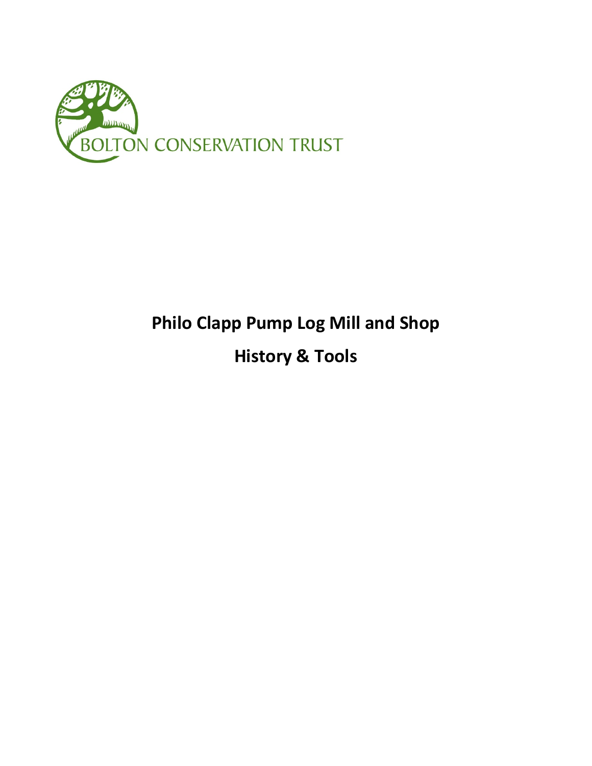BOLTON CONSERVATION TRUST

# Philo Clapp Pump Log Mill and Shop

# History & Tools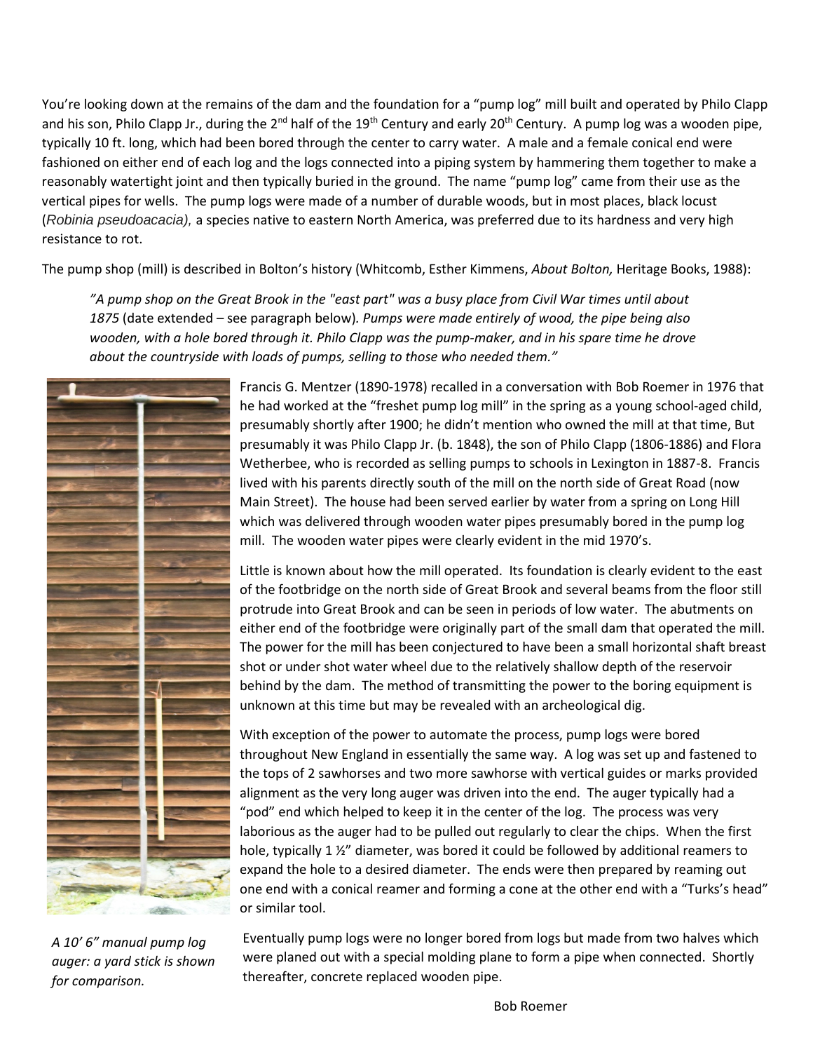You're looking down at the remains of the dam and the foundation for a "pump log" mill built and operated by Philo Clapp and his son, Philo Clapp Jr., during the 2nd half of the 19th Century and early 20th Century. A pump log was a wooden pipe, typically 10 ft. long, which had been bored through the center to carry water. A male and a female conical end were fashioned on either end of each log and the logs connected into a piping system by hammering them together to make a reasonably watertight joint and then typically buried in the ground. The name "pump log" came from their use as the vertical pipes for wells. The pump logs were made of a number of durable woods, but in most places, black locust (*Robinia pseudoacacia),* a species native to eastern North America, was preferred due to its hardness and very high resistance to rot.

The pump shop (mill) is described in Bolton's history (Whitcomb, Esther Kimmens, *About Bolton,* Heritage Books, 1988):

> *"A pump shop on the Great Brook in the "east part" was a busy place from Civil War times until about 1875* (date extended – see paragraph below)*. Pumps were made entirely of wood, the pipe being also wooden, with a hole bored through it. Philo Clapp was the pump-maker, and in his spare time he drove about the countryside with loads of pumps, selling to those who needed them."*

Francis G. Mentzer (1890-1978) recalled in a conversation with Bob Roemer in 1976 that he had worked at the "freshet pump log mill" in the spring as a young school-aged child, presumably shortly after 1900; he didn't mention who owned the mill at that time, But presumably it was Philo Clapp Jr. (b. 1848), the son of Philo Clapp (1806-1886) and Flora Wetherbee, who is recorded as selling pumps to schools in Lexington in 1887-8. Francis lived with his parents directly south of the mill on the north side of Great Road (now Main Street). The house had been served earlier by water from a spring on Long Hill which was delivered through wooden water pipes presumably bored in the pump log mill. The wooden water pipes were clearly evident in the mid 1970's.

Little is known about how the mill operated. Its foundation is clearly evident to the east of the footbridge on the north side of Great Brook and several beams from the floor still protrude into Great Brook and can be seen in periods of low water. The abutments on either end of the footbridge were originally part of the small dam that operated the mill. The power for the mill has been conjectured to have been a small horizontal shaft breast shot or under shot water wheel due to the relatively shallow depth of the reservoir behind by the dam. The method of transmitting the power to the boring equipment is unknown at this time but may be revealed with an archeological dig.

With exception of the power to automate the process, pump logs were bored throughout New England in essentially the same way. A log was set up and fastened to the tops of 2 sawhorses and two more sawhorse with vertical guides or marks provided alignment as the very long auger was driven into the end. The auger typically had a "pod" end which helped to keep it in the center of the log. The process was very laborious as the auger had to be pulled out regularly to clear the chips. When the first hole, typically 1 ½" diameter, was bored it could be followed by additional reamers to expand the hole to a desired diameter. The ends were then prepared by reaming out one end with a conical reamer and forming a cone at the other end with a "Turks's head" or similar tool.

*A 10' 6" manual pump log auger: a yard stick is shown for comparison.*

Eventually pump logs were no longer bored from logs but made from two halves which were planed out with a special molding plane to form a pipe when connected. Shortly thereafter, concrete replaced wooden pipe.

Bob Roemer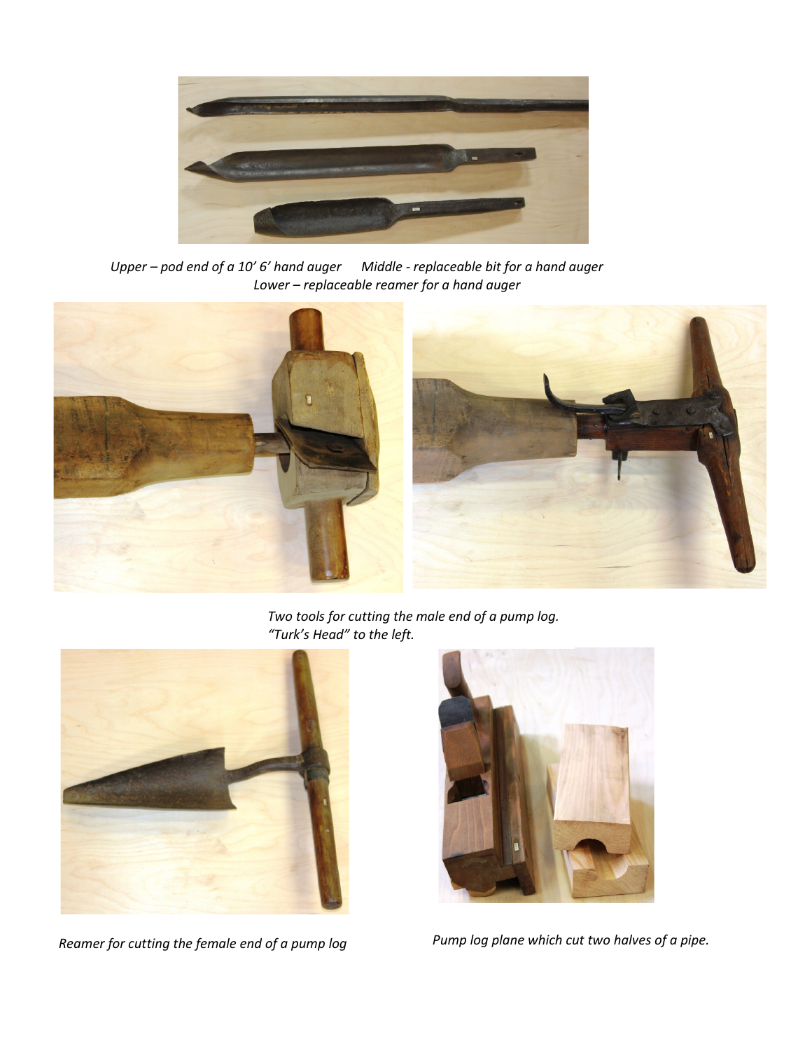*Upper – pod end of a 10' 6' hand auger     Middle - replaceable bit for a hand auger*
*Lower – replaceable reamer for a hand auger*

*Two tools for cutting the male end of a pump log.*
*"Turk's Head" to the left.*

*Reamer for cutting the female end of a pump log*

*Pump log plane which cut two halves of a pipe.*